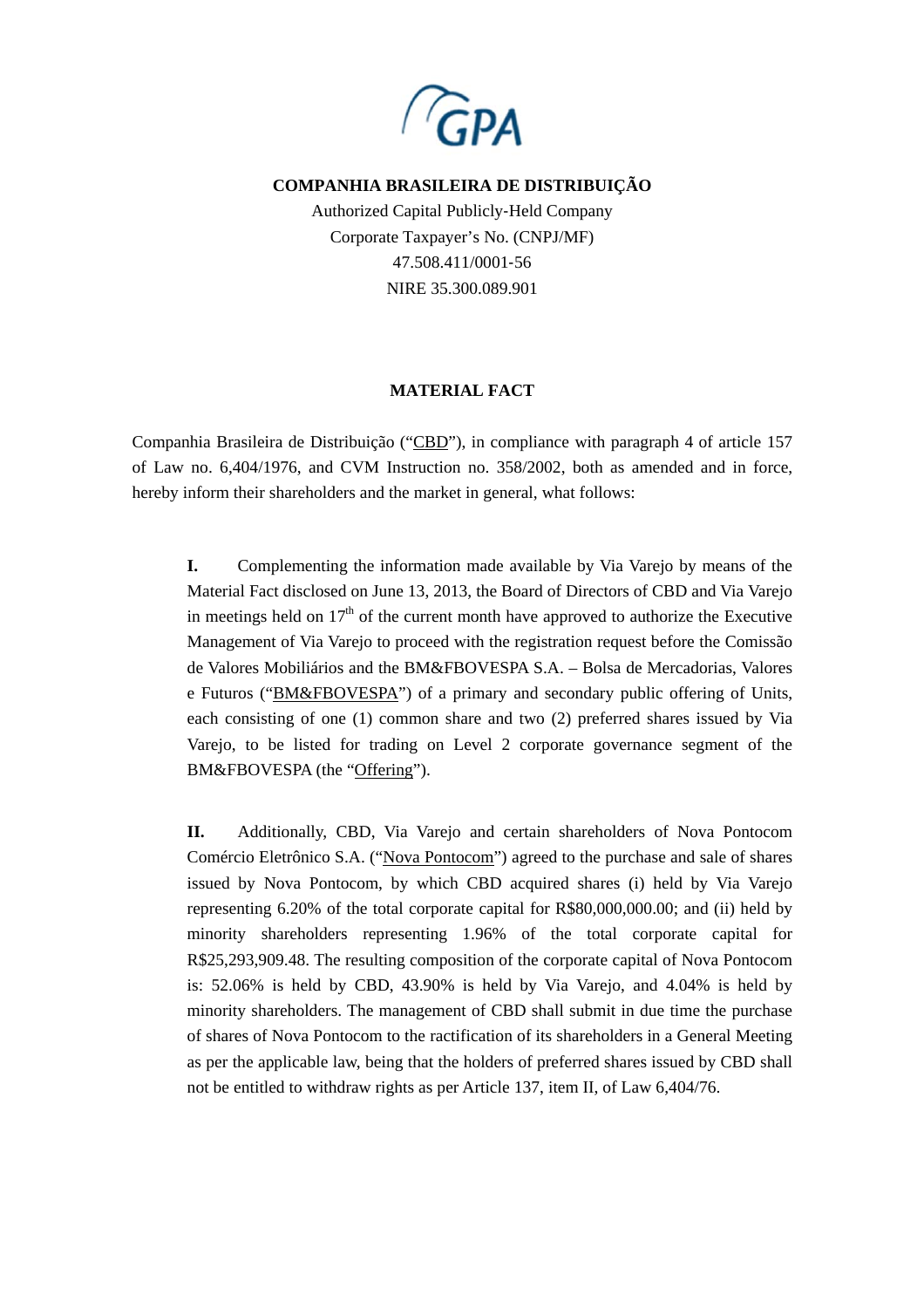**COMPANHIA BRASILEIRA DE DISTRIBUIÇÃO**

Authorized Capital Publicly-Held Company

Corporate Taxpayer's No. (CNPJ/MF)

47.508.411/0001-56

NIRE 35.300.089.901

**MATERIAL FACT**

Companhia Brasileira de Distribuição ("CBD"), in compliance with paragraph 4 of article 157 of Law no. 6,404/1976, and CVM Instruction no. 358/2002, both as amended and in force, hereby inform their shareholders and the market in general, what follows:

**I.** Complementing the information made available by Via Varejo by means of the Material Fact disclosed on June 13, 2013, the Board of Directors of CBD and Via Varejo in meetings held on 17th of the current month have approved to authorize the Executive Management of Via Varejo to proceed with the registration request before the Comissão de Valores Mobiliários and the BM&FBOVESPA S.A. – Bolsa de Mercadorias, Valores e Futuros ("BM&FBOVESPA") of a primary and secondary public offering of Units, each consisting of one (1) common share and two (2) preferred shares issued by Via Varejo, to be listed for trading on Level 2 corporate governance segment of the BM&FBOVESPA (the "Offering").

**II.** Additionally, CBD, Via Varejo and certain shareholders of Nova Pontocom Comércio Eletrônico S.A. ("Nova Pontocom") agreed to the purchase and sale of shares issued by Nova Pontocom, by which CBD acquired shares (i) held by Via Varejo representing 6.20% of the total corporate capital for R$80,000,000.00; and (ii) held by minority shareholders representing 1.96% of the total corporate capital for R$25,293,909.48. The resulting composition of the corporate capital of Nova Pontocom is: 52.06% is held by CBD, 43.90% is held by Via Varejo, and 4.04% is held by minority shareholders. The management of CBD shall submit in due time the purchase of shares of Nova Pontocom to the ractification of its shareholders in a General Meeting as per the applicable law, being that the holders of preferred shares issued by CBD shall not be entitled to withdraw rights as per Article 137, item II, of Law 6,404/76.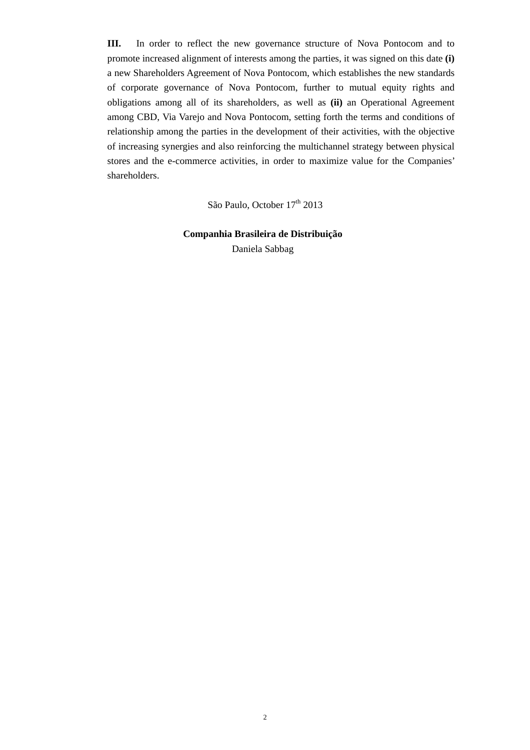**III.** In order to reflect the new governance structure of Nova Pontocom and to promote increased alignment of interests among the parties, it was signed on this date **(i)** a new Shareholders Agreement of Nova Pontocom, which establishes the new standards of corporate governance of Nova Pontocom, further to mutual equity rights and obligations among all of its shareholders, as well as **(ii)** an Operational Agreement among CBD, Via Varejo and Nova Pontocom, setting forth the terms and conditions of relationship among the parties in the development of their activities, with the objective of increasing synergies and also reinforcing the multichannel strategy between physical stores and the e-commerce activities, in order to maximize value for the Companies' shareholders.

São Paulo, October 17th 2013

**Companhia Brasileira de Distribuição**
Daniela Sabbag